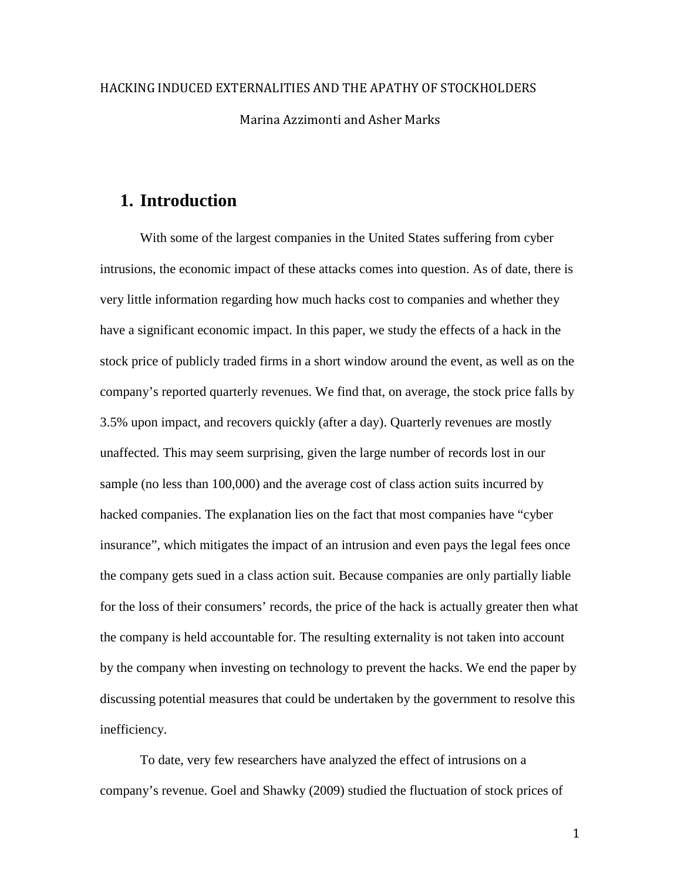HACKING INDUCED EXTERNALITIES AND THE APATHY OF STOCKHOLDERS

Marina Azzimonti and Asher Marks

# 1. Introduction

With some of the largest companies in the United States suffering from cyber intrusions, the economic impact of these attacks comes into question. As of date, there is very little information regarding how much hacks cost to companies and whether they have a significant economic impact. In this paper, we study the effects of a hack in the stock price of publicly traded firms in a short window around the event, as well as on the company's reported quarterly revenues. We find that, on average, the stock price falls by 3.5% upon impact, and recovers quickly (after a day). Quarterly revenues are mostly unaffected. This may seem surprising, given the large number of records lost in our sample (no less than 100,000) and the average cost of class action suits incurred by hacked companies. The explanation lies on the fact that most companies have "cyber insurance", which mitigates the impact of an intrusion and even pays the legal fees once the company gets sued in a class action suit. Because companies are only partially liable for the loss of their consumers' records, the price of the hack is actually greater then what the company is held accountable for. The resulting externality is not taken into account by the company when investing on technology to prevent the hacks. We end the paper by discussing potential measures that could be undertaken by the government to resolve this inefficiency.

To date, very few researchers have analyzed the effect of intrusions on a company's revenue. Goel and Shawky (2009) studied the fluctuation of stock prices of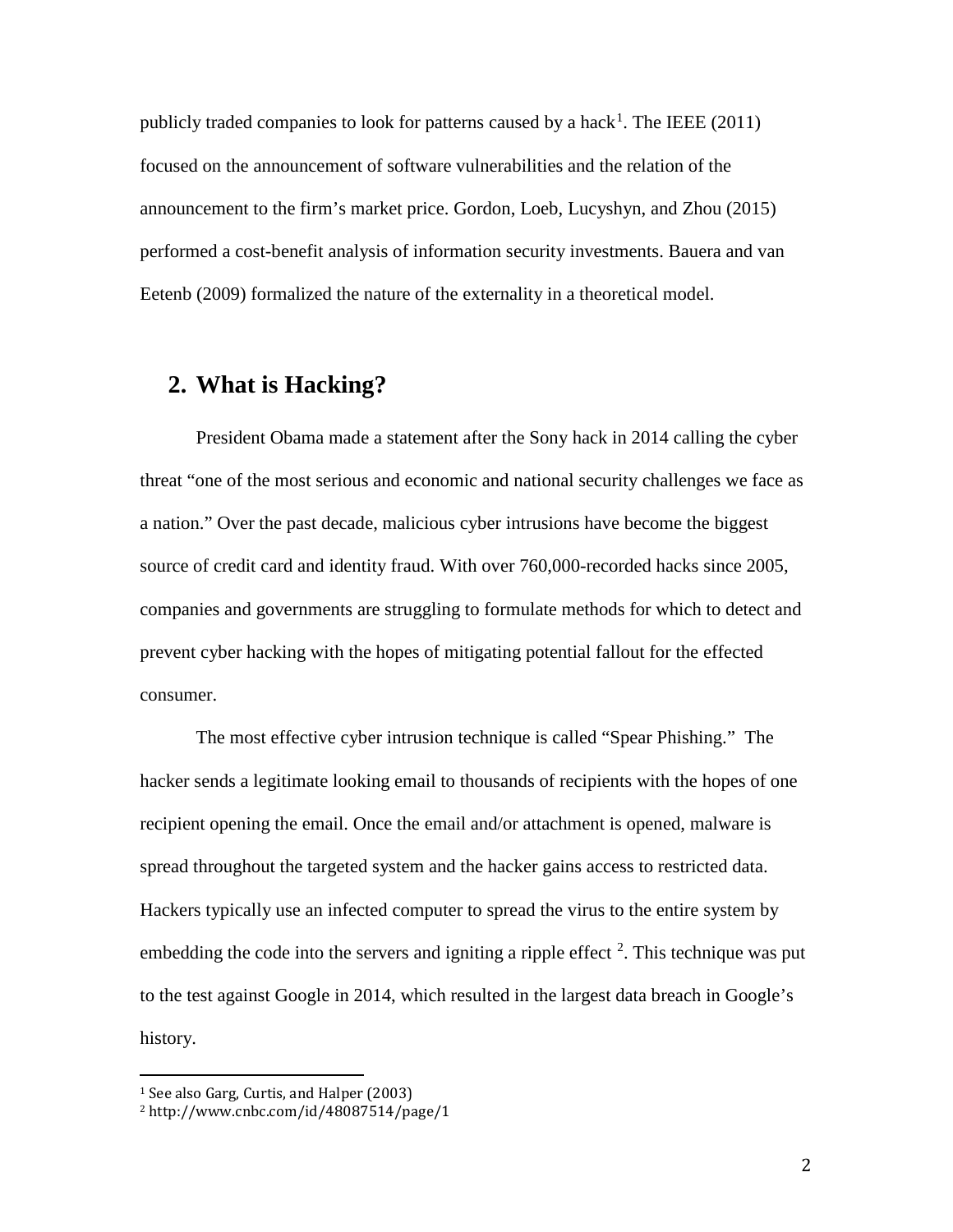publicly traded companies to look for patterns caused by a hack[1]. The IEEE (2011) focused on the announcement of software vulnerabilities and the relation of the announcement to the firm's market price. Gordon, Loeb, Lucyshyn, and Zhou (2015) performed a cost-benefit analysis of information security investments. Bauera and van Eetenb (2009) formalized the nature of the externality in a theoretical model.

## 2. What is Hacking?

President Obama made a statement after the Sony hack in 2014 calling the cyber threat "one of the most serious and economic and national security challenges we face as a nation." Over the past decade, malicious cyber intrusions have become the biggest source of credit card and identity fraud. With over 760,000-recorded hacks since 2005, companies and governments are struggling to formulate methods for which to detect and prevent cyber hacking with the hopes of mitigating potential fallout for the effected consumer.

The most effective cyber intrusion technique is called "Spear Phishing." The hacker sends a legitimate looking email to thousands of recipients with the hopes of one recipient opening the email. Once the email and/or attachment is opened, malware is spread throughout the targeted system and the hacker gains access to restricted data. Hackers typically use an infected computer to spread the virus to the entire system by embedding the code into the servers and igniting a ripple effect [2]. This technique was put to the test against Google in 2014, which resulted in the largest data breach in Google's history.

---

[1] See also Garg, Curtis, and Halper (2003)

[2] http://www.cnbc.com/id/48087514/page/1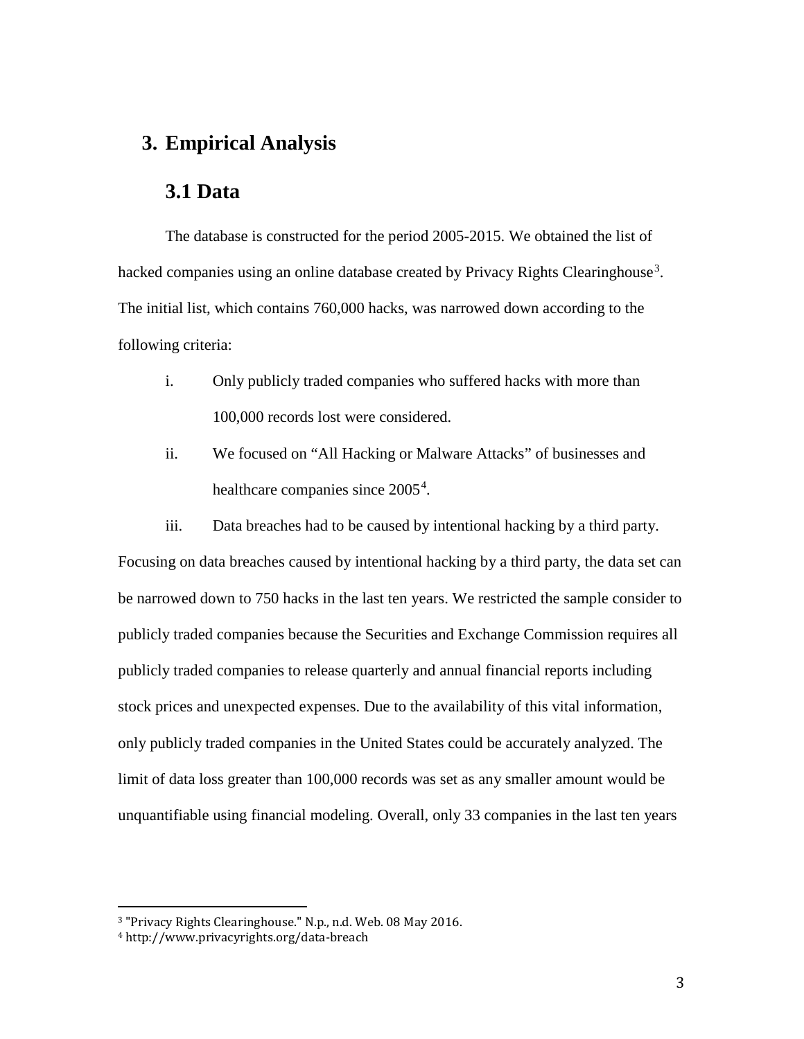# 3. Empirical Analysis

## 3.1 Data

The database is constructed for the period 2005-2015. We obtained the list of hacked companies using an online database created by Privacy Rights Clearinghouse[3]. The initial list, which contains 760,000 hacks, was narrowed down according to the following criteria:

i. Only publicly traded companies who suffered hacks with more than 100,000 records lost were considered.

ii. We focused on "All Hacking or Malware Attacks" of businesses and healthcare companies since 2005[4].

iii. Data breaches had to be caused by intentional hacking by a third party.

Focusing on data breaches caused by intentional hacking by a third party, the data set can be narrowed down to 750 hacks in the last ten years. We restricted the sample consider to publicly traded companies because the Securities and Exchange Commission requires all publicly traded companies to release quarterly and annual financial reports including stock prices and unexpected expenses. Due to the availability of this vital information, only publicly traded companies in the United States could be accurately analyzed. The limit of data loss greater than 100,000 records was set as any smaller amount would be unquantifiable using financial modeling. Overall, only 33 companies in the last ten years

[3] "Privacy Rights Clearinghouse." N.p., n.d. Web. 08 May 2016.

[4] http://www.privacyrights.org/data-breach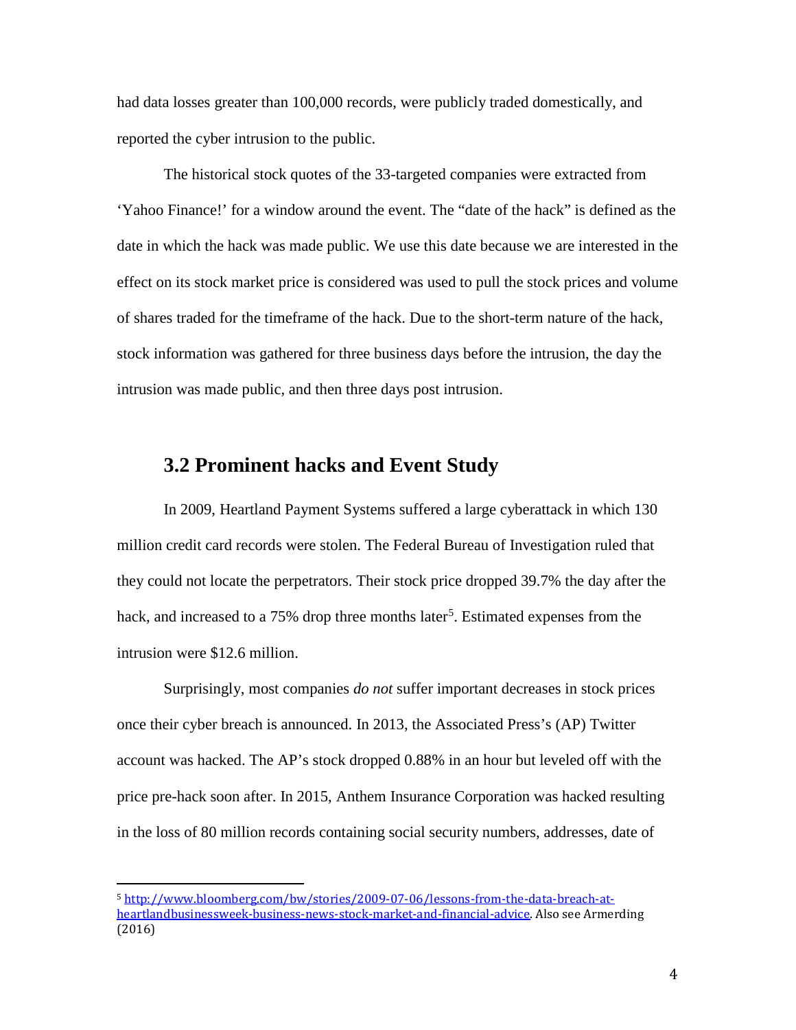had data losses greater than 100,000 records, were publicly traded domestically, and reported the cyber intrusion to the public.

The historical stock quotes of the 33-targeted companies were extracted from 'Yahoo Finance!' for a window around the event. The "date of the hack" is defined as the date in which the hack was made public. We use this date because we are interested in the effect on its stock market price is considered was used to pull the stock prices and volume of shares traded for the timeframe of the hack. Due to the short-term nature of the hack, stock information was gathered for three business days before the intrusion, the day the intrusion was made public, and then three days post intrusion.

## 3.2 Prominent hacks and Event Study

In 2009, Heartland Payment Systems suffered a large cyberattack in which 130 million credit card records were stolen. The Federal Bureau of Investigation ruled that they could not locate the perpetrators. Their stock price dropped 39.7% the day after the hack, and increased to a 75% drop three months later[5]. Estimated expenses from the intrusion were $12.6 million.

Surprisingly, most companies *do not* suffer important decreases in stock prices once their cyber breach is announced. In 2013, the Associated Press's (AP) Twitter account was hacked. The AP's stock dropped 0.88% in an hour but leveled off with the price pre-hack soon after. In 2015, Anthem Insurance Corporation was hacked resulting in the loss of 80 million records containing social security numbers, addresses, date of

---

[5] http://www.bloomberg.com/bw/stories/2009-07-06/lessons-from-the-data-breach-at-heartlandbusinessweek-business-news-stock-market-and-financial-advice. Also see Armerding (2016)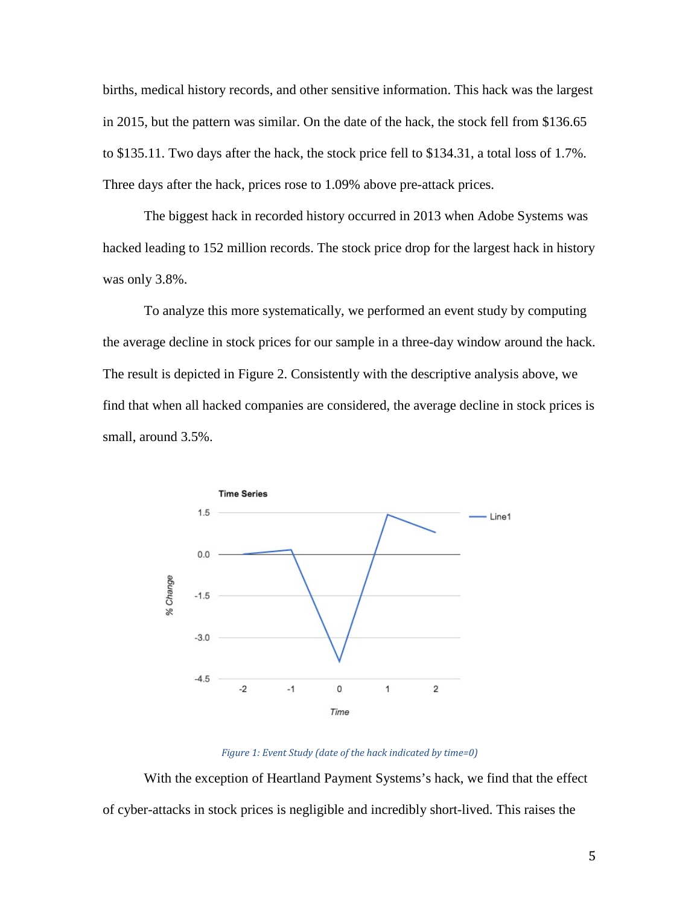births, medical history records, and other sensitive information. This hack was the largest in 2015, but the pattern was similar. On the date of the hack, the stock fell from $136.65 to $135.11. Two days after the hack, the stock price fell to $134.31, a total loss of 1.7%. Three days after the hack, prices rose to 1.09% above pre-attack prices.

The biggest hack in recorded history occurred in 2013 when Adobe Systems was hacked leading to 152 million records. The stock price drop for the largest hack in history was only 3.8%.

To analyze this more systematically, we performed an event study by computing the average decline in stock prices for our sample in a three-day window around the hack. The result is depicted in Figure 2. Consistently with the descriptive analysis above, we find that when all hacked companies are considered, the average decline in stock prices is small, around 3.5%.

*Figure 1: Event Study (date of the hack indicated by time=0)*

With the exception of Heartland Payment Systems's hack, we find that the effect of cyber-attacks in stock prices is negligible and incredibly short-lived. This raises the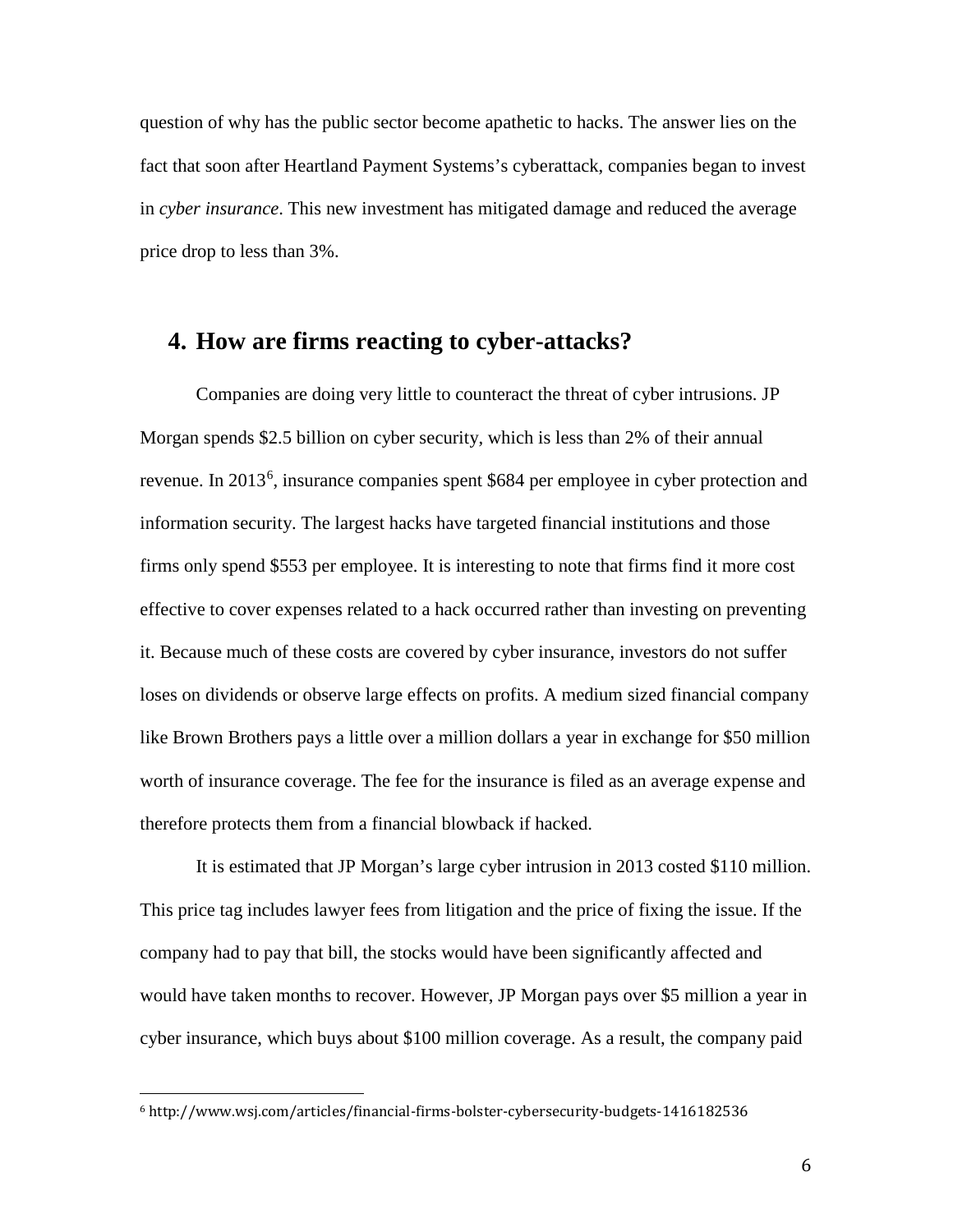question of why has the public sector become apathetic to hacks. The answer lies on the fact that soon after Heartland Payment Systems's cyberattack, companies began to invest in *cyber insurance*. This new investment has mitigated damage and reduced the average price drop to less than 3%.

## 4. How are firms reacting to cyber-attacks?

Companies are doing very little to counteract the threat of cyber intrusions. JP Morgan spends $2.5 billion on cyber security, which is less than 2% of their annual revenue. In 2013[6], insurance companies spent $684 per employee in cyber protection and information security. The largest hacks have targeted financial institutions and those firms only spend $553 per employee. It is interesting to note that firms find it more cost effective to cover expenses related to a hack occurred rather than investing on preventing it. Because much of these costs are covered by cyber insurance, investors do not suffer loses on dividends or observe large effects on profits. A medium sized financial company like Brown Brothers pays a little over a million dollars a year in exchange for $50 million worth of insurance coverage. The fee for the insurance is filed as an average expense and therefore protects them from a financial blowback if hacked.

It is estimated that JP Morgan's large cyber intrusion in 2013 costed $110 million. This price tag includes lawyer fees from litigation and the price of fixing the issue. If the company had to pay that bill, the stocks would have been significantly affected and would have taken months to recover. However, JP Morgan pays over $5 million a year in cyber insurance, which buys about $100 million coverage. As a result, the company paid

[6] http://www.wsj.com/articles/financial-firms-bolster-cybersecurity-budgets-1416182536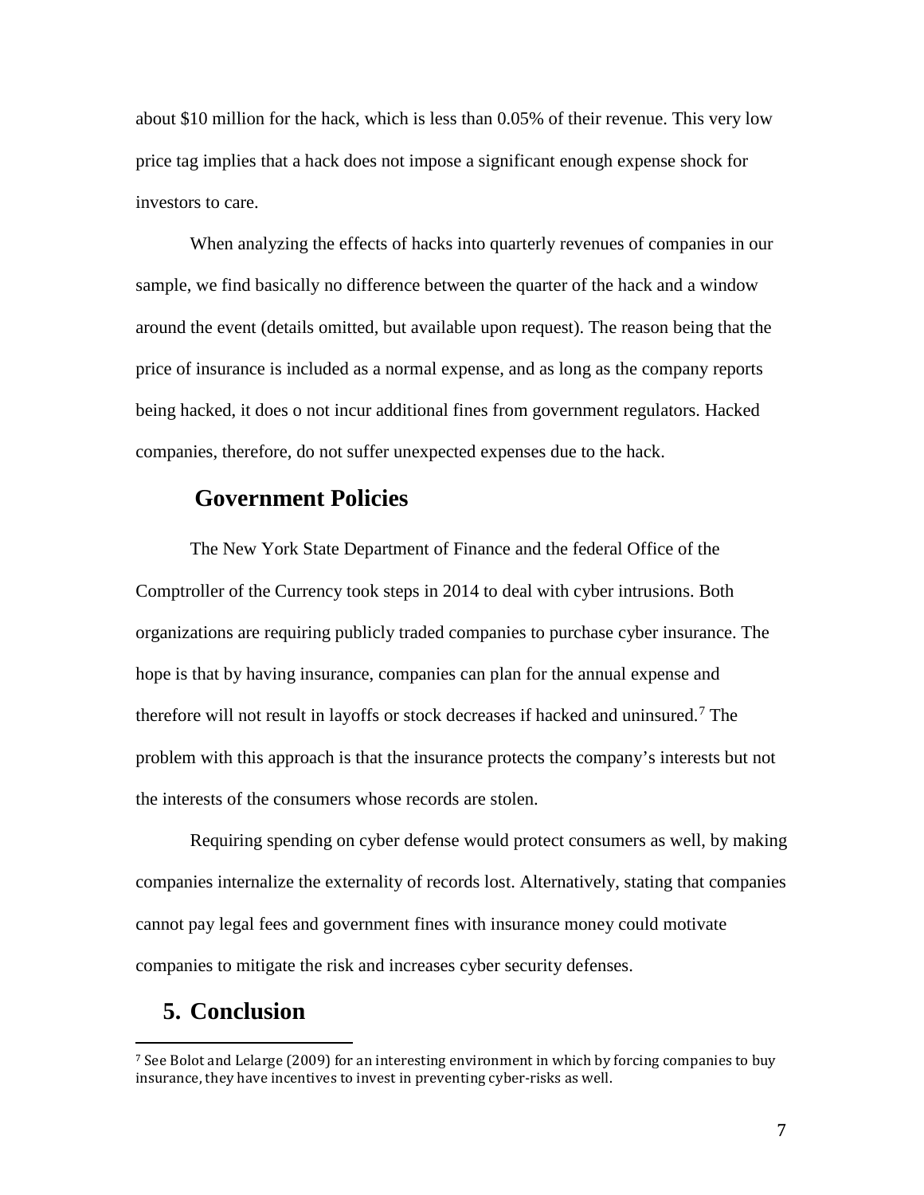about \$10 million for the hack, which is less than 0.05% of their revenue. This very low price tag implies that a hack does not impose a significant enough expense shock for investors to care.

When analyzing the effects of hacks into quarterly revenues of companies in our sample, we find basically no difference between the quarter of the hack and a window around the event (details omitted, but available upon request). The reason being that the price of insurance is included as a normal expense, and as long as the company reports being hacked, it does o not incur additional fines from government regulators. Hacked companies, therefore, do not suffer unexpected expenses due to the hack.

### Government Policies

The New York State Department of Finance and the federal Office of the Comptroller of the Currency took steps in 2014 to deal with cyber intrusions. Both organizations are requiring publicly traded companies to purchase cyber insurance. The hope is that by having insurance, companies can plan for the annual expense and therefore will not result in layoffs or stock decreases if hacked and uninsured.[7] The problem with this approach is that the insurance protects the company's interests but not the interests of the consumers whose records are stolen.

Requiring spending on cyber defense would protect consumers as well, by making companies internalize the externality of records lost. Alternatively, stating that companies cannot pay legal fees and government fines with insurance money could motivate companies to mitigate the risk and increases cyber security defenses.

## 5. Conclusion

[7] See Bolot and Lelarge (2009) for an interesting environment in which by forcing companies to buy insurance, they have incentives to invest in preventing cyber-risks as well.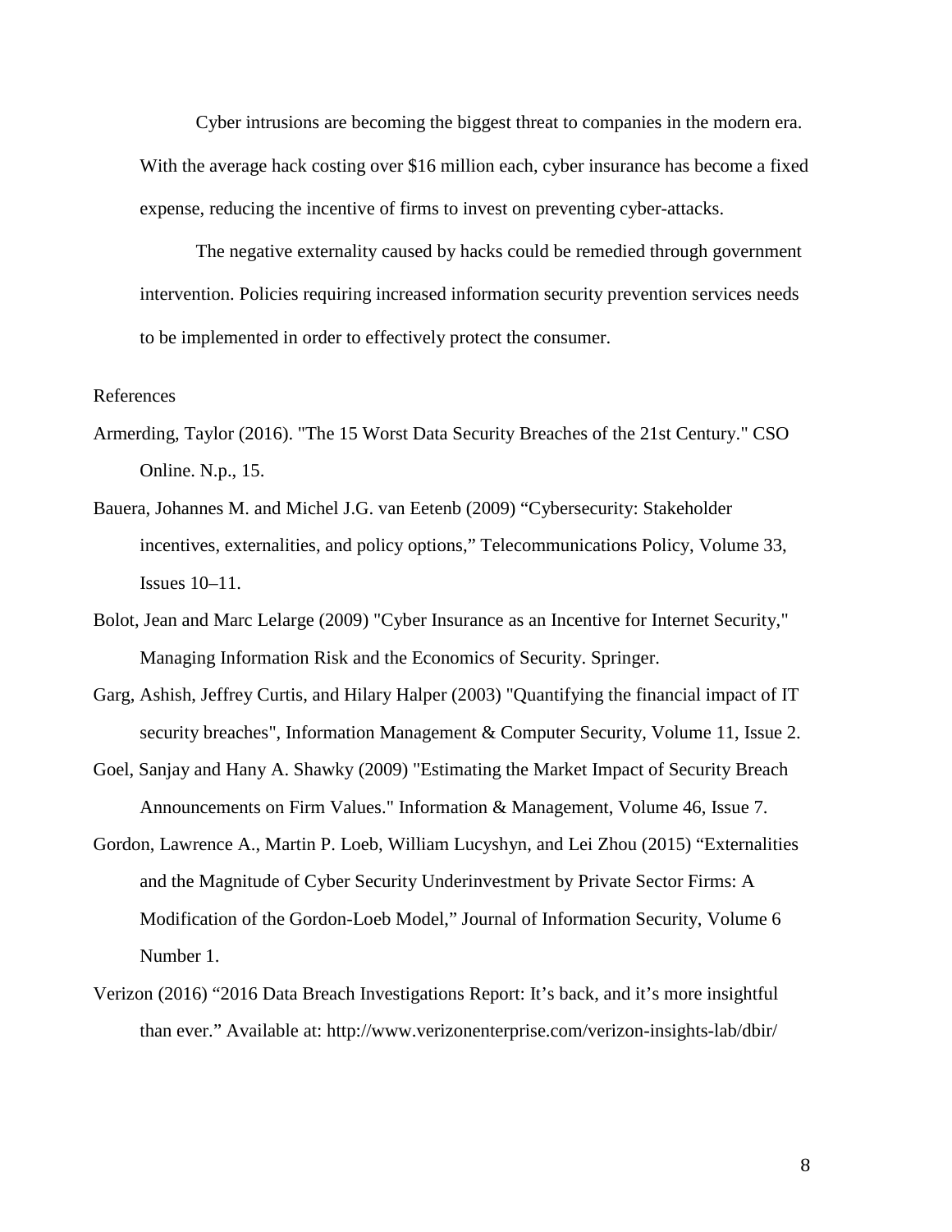Cyber intrusions are becoming the biggest threat to companies in the modern era. With the average hack costing over $16 million each, cyber insurance has become a fixed expense, reducing the incentive of firms to invest on preventing cyber-attacks.

The negative externality caused by hacks could be remedied through government intervention. Policies requiring increased information security prevention services needs to be implemented in order to effectively protect the consumer.

References

Armerding, Taylor (2016). "The 15 Worst Data Security Breaches of the 21st Century." CSO Online. N.p., 15.

Bauera, Johannes M. and Michel J.G. van Eetenb (2009) "Cybersecurity: Stakeholder incentives, externalities, and policy options," Telecommunications Policy, Volume 33, Issues 10–11.

Bolot, Jean and Marc Lelarge (2009) "Cyber Insurance as an Incentive for Internet Security," Managing Information Risk and the Economics of Security. Springer.

Garg, Ashish, Jeffrey Curtis, and Hilary Halper (2003) "Quantifying the financial impact of IT security breaches", Information Management & Computer Security, Volume 11, Issue 2.

Goel, Sanjay and Hany A. Shawky (2009) "Estimating the Market Impact of Security Breach Announcements on Firm Values." Information & Management, Volume 46, Issue 7.

Gordon, Lawrence A., Martin P. Loeb, William Lucyshyn, and Lei Zhou (2015) "Externalities and the Magnitude of Cyber Security Underinvestment by Private Sector Firms: A Modification of the Gordon-Loeb Model," Journal of Information Security, Volume 6 Number 1.

Verizon (2016) "2016 Data Breach Investigations Report: It's back, and it's more insightful than ever." Available at: http://www.verizonenterprise.com/verizon-insights-lab/dbir/